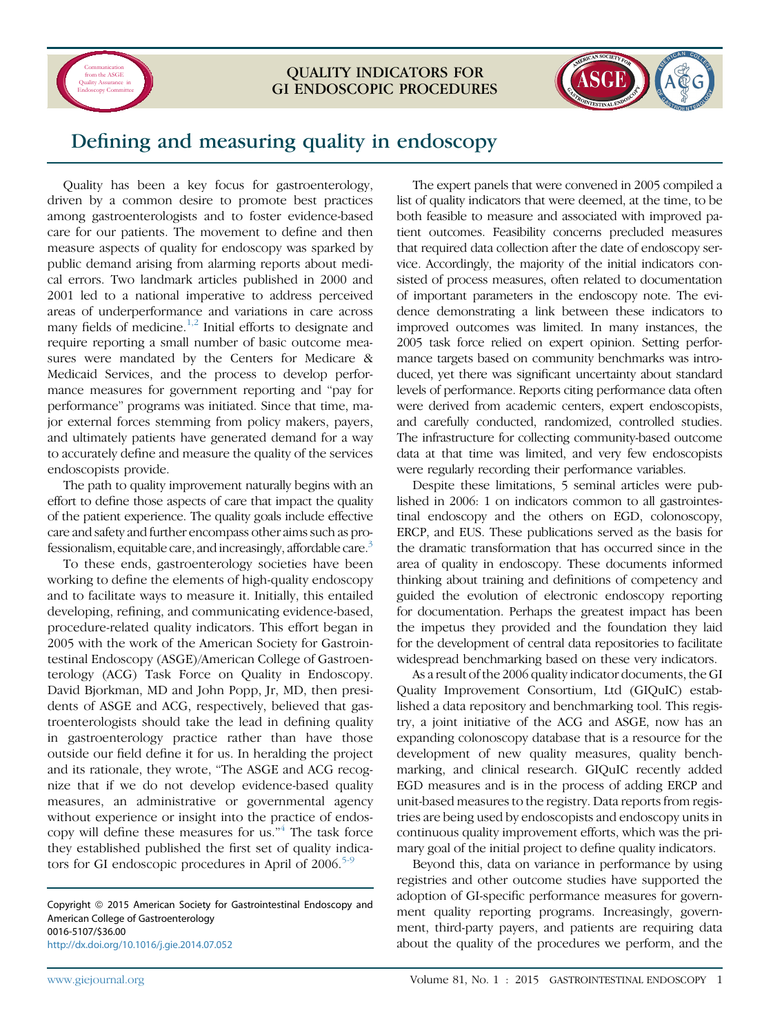# Defining and measuring quality in endoscopy

Quality has been a key focus for gastroenterology, driven by a common desire to promote best practices among gastroenterologists and to foster evidence-based care for our patients. The movement to define and then measure aspects of quality for endoscopy was sparked by public demand arising from alarming reports about medical errors. Two landmark articles published in 2000 and 2001 led to a national imperative to address perceived areas of underperformance and variations in care across many fields of medicine.[1,2] Initial efforts to designate and require reporting a small number of basic outcome measures were mandated by the Centers for Medicare & Medicaid Services, and the process to develop performance measures for government reporting and "pay for performance" programs was initiated. Since that time, major external forces stemming from policy makers, payers, and ultimately patients have generated demand for a way to accurately define and measure the quality of the services endoscopists provide.

The path to quality improvement naturally begins with an effort to define those aspects of care that impact the quality of the patient experience. The quality goals include effective care and safety and further encompass other aims such as professionalism, equitable care, and increasingly, affordable care.[3]

To these ends, gastroenterology societies have been working to define the elements of high-quality endoscopy and to facilitate ways to measure it. Initially, this entailed developing, refining, and communicating evidence-based, procedure-related quality indicators. This effort began in 2005 with the work of the American Society for Gastrointestinal Endoscopy (ASGE)/American College of Gastroenterology (ACG) Task Force on Quality in Endoscopy. David Bjorkman, MD and John Popp, Jr, MD, then presidents of ASGE and ACG, respectively, believed that gastroenterologists should take the lead in defining quality in gastroenterology practice rather than have those outside our field define it for us. In heralding the project and its rationale, they wrote, "The ASGE and ACG recognize that if we do not develop evidence-based quality measures, an administrative or governmental agency without experience or insight into the practice of endoscopy will define these measures for us."[4] The task force they established published the first set of quality indicators for GI endoscopic procedures in April of 2006.[5-9]

The expert panels that were convened in 2005 compiled a list of quality indicators that were deemed, at the time, to be both feasible to measure and associated with improved patient outcomes. Feasibility concerns precluded measures that required data collection after the date of endoscopy service. Accordingly, the majority of the initial indicators consisted of process measures, often related to documentation of important parameters in the endoscopy note. The evidence demonstrating a link between these indicators to improved outcomes was limited. In many instances, the 2005 task force relied on expert opinion. Setting performance targets based on community benchmarks was introduced, yet there was significant uncertainty about standard levels of performance. Reports citing performance data often were derived from academic centers, expert endoscopists, and carefully conducted, randomized, controlled studies. The infrastructure for collecting community-based outcome data at that time was limited, and very few endoscopists were regularly recording their performance variables.

Despite these limitations, 5 seminal articles were published in 2006: 1 on indicators common to all gastrointestinal endoscopy and the others on EGD, colonoscopy, ERCP, and EUS. These publications served as the basis for the dramatic transformation that has occurred since in the area of quality in endoscopy. These documents informed thinking about training and definitions of competency and guided the evolution of electronic endoscopy reporting for documentation. Perhaps the greatest impact has been the impetus they provided and the foundation they laid for the development of central data repositories to facilitate widespread benchmarking based on these very indicators.

As a result of the 2006 quality indicator documents, the GI Quality Improvement Consortium, Ltd (GIQuIC) established a data repository and benchmarking tool. This registry, a joint initiative of the ACG and ASGE, now has an expanding colonoscopy database that is a resource for the development of new quality measures, quality benchmarking, and clinical research. GIQuIC recently added EGD measures and is in the process of adding ERCP and unit-based measures to the registry. Data reports from registries are being used by endoscopists and endoscopy units in continuous quality improvement efforts, which was the primary goal of the initial project to define quality indicators.

Beyond this, data on variance in performance by using registries and other outcome studies have supported the adoption of GI-specific performance measures for government quality reporting programs. Increasingly, government, third-party payers, and patients are requiring data about the quality of the procedures we perform, and the

Copyright © 2015 American Society for Gastrointestinal Endoscopy and American College of Gastroenterology
0016-5107/$36.00
http://dx.doi.org/10.1016/j.gie.2014.07.052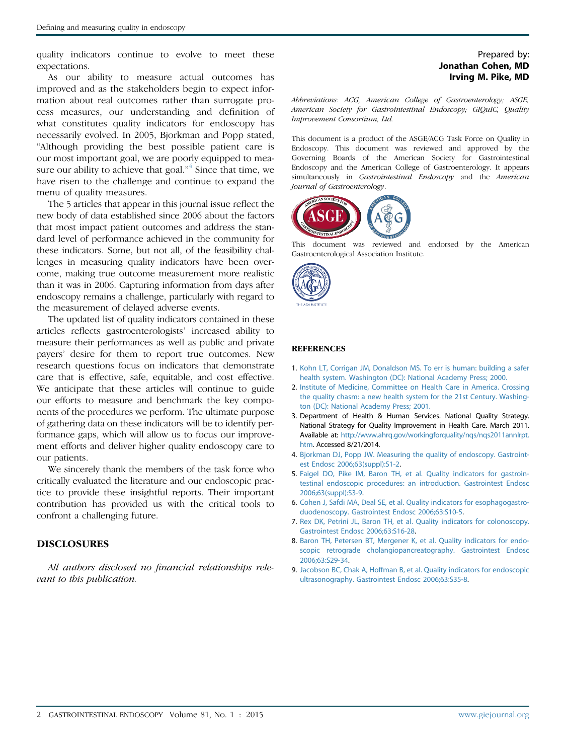quality indicators continue to evolve to meet these expectations.

As our ability to measure actual outcomes has improved and as the stakeholders begin to expect information about real outcomes rather than surrogate process measures, our understanding and definition of what constitutes quality indicators for endoscopy has necessarily evolved. In 2005, Bjorkman and Popp stated, "Although providing the best possible patient care is our most important goal, we are poorly equipped to measure our ability to achieve that goal."[4] Since that time, we have risen to the challenge and continue to expand the menu of quality measures.

The 5 articles that appear in this journal issue reflect the new body of data established since 2006 about the factors that most impact patient outcomes and address the standard level of performance achieved in the community for these indicators. Some, but not all, of the feasibility challenges in measuring quality indicators have been overcome, making true outcome measurement more realistic than it was in 2006. Capturing information from days after endoscopy remains a challenge, particularly with regard to the measurement of delayed adverse events.

The updated list of quality indicators contained in these articles reflects gastroenterologists' increased ability to measure their performances as well as public and private payers' desire for them to report true outcomes. New research questions focus on indicators that demonstrate care that is effective, safe, equitable, and cost effective. We anticipate that these articles will continue to guide our efforts to measure and benchmark the key components of the procedures we perform. The ultimate purpose of gathering data on these indicators will be to identify performance gaps, which will allow us to focus our improvement efforts and deliver higher quality endoscopy care to our patients.

We sincerely thank the members of the task force who critically evaluated the literature and our endoscopic practice to provide these insightful reports. Their important contribution has provided us with the critical tools to confront a challenging future.

## DISCLOSURES

*All authors disclosed no financial relationships relevant to this publication.*

Prepared by:
**Jonathan Cohen, MD**
**Irving M. Pike, MD**

*Abbreviations: ACG, American College of Gastroenterology; ASGE, American Society for Gastrointestinal Endoscopy; GIQuIC, Quality Improvement Consortium, Ltd.*

This document is a product of the ASGE/ACG Task Force on Quality in Endoscopy. This document was reviewed and approved by the Governing Boards of the American Society for Gastrointestinal Endoscopy and the American College of Gastroenterology. It appears simultaneously in *Gastrointestinal Endoscopy* and the *American Journal of Gastroenterology*.

This document was reviewed and endorsed by the American Gastroenterological Association Institute.

## REFERENCES

1. Kohn LT, Corrigan JM, Donaldson MS. To err is human: building a safer health system. Washington (DC): National Academy Press; 2000.
2. Institute of Medicine, Committee on Health Care in America. Crossing the quality chasm: a new health system for the 21st Century. Washington (DC): National Academy Press; 2001.
3. Department of Health & Human Services. National Quality Strategy. National Strategy for Quality Improvement in Health Care. March 2011. Available at: http://www.ahrq.gov/workingforquality/nqs/nqs2011annlrpt.htm. Accessed 8/21/2014.
4. Bjorkman DJ, Popp JW. Measuring the quality of endoscopy. Gastrointest Endosc 2006;63(suppl):S1-2.
5. Faigel DO, Pike IM, Baron TH, et al. Quality indicators for gastrointestinal endoscopic procedures: an introduction. Gastrointest Endosc 2006;63(suppl):S3-9.
6. Cohen J, Safdi MA, Deal SE, et al. Quality indicators for esophagogastroduodenoscopy. Gastrointest Endosc 2006;63:S10-5.
7. Rex DK, Petrini JL, Baron TH, et al. Quality indicators for colonoscopy. Gastrointest Endosc 2006;63:S16-28.
8. Baron TH, Petersen BT, Mergener K, et al. Quality indicators for endoscopic retrograde cholangiopancreatography. Gastrointest Endosc 2006;63:S29-34.
9. Jacobson BC, Chak A, Hoffman B, et al. Quality indicators for endoscopic ultrasonography. Gastrointest Endosc 2006;63:S35-8.